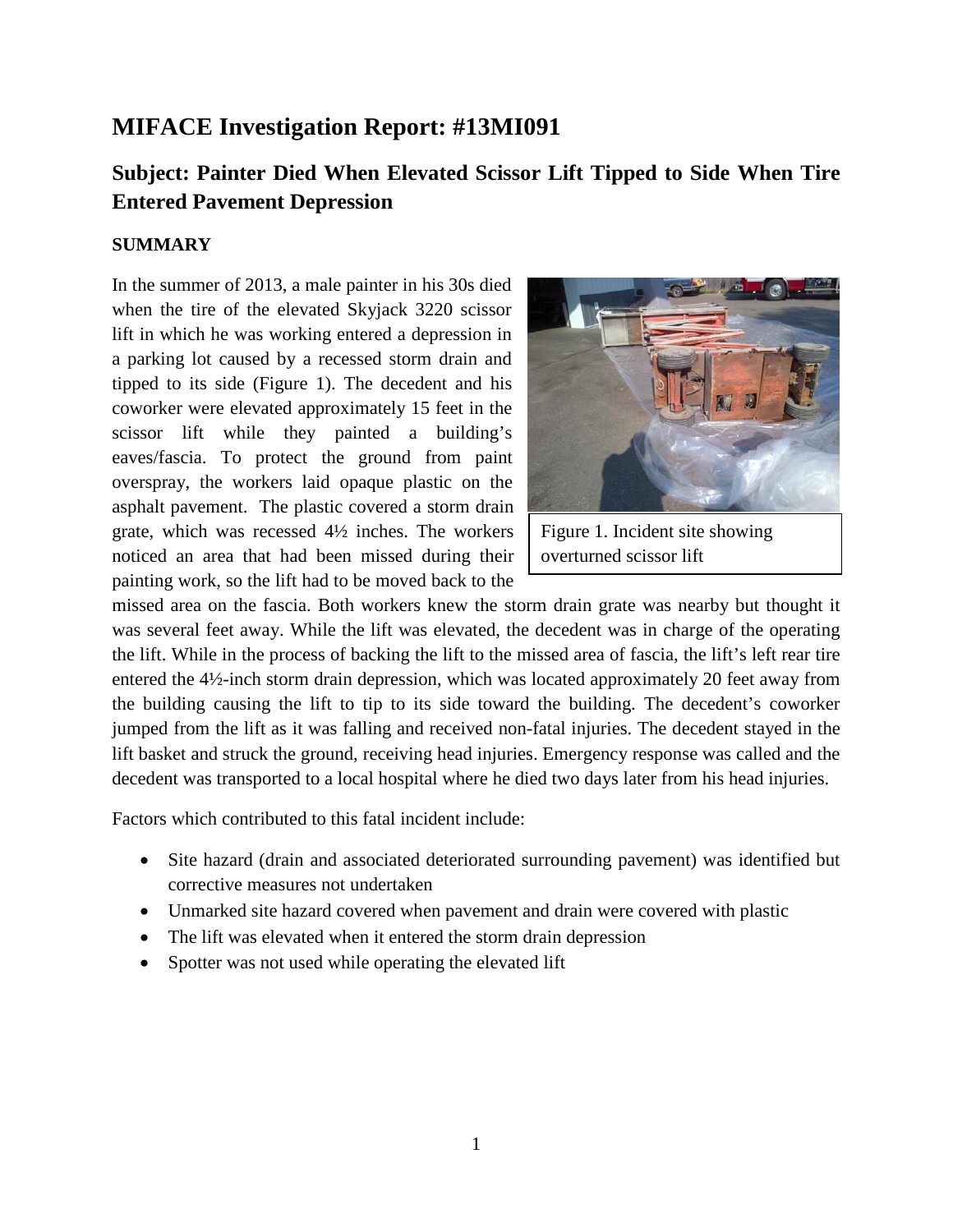# MIFACE Investigation Report: #13MI091

## Subject: Painter Died When Elevated Scissor Lift Tipped to Side When Tire Entered Pavement Depression

### SUMMARY

In the summer of 2013, a male painter in his 30s died when the tire of the elevated Skyjack 3220 scissor lift in which he was working entered a depression in a parking lot caused by a recessed storm drain and tipped to its side (Figure 1). The decedent and his coworker were elevated approximately 15 feet in the scissor lift while they painted a building's eaves/fascia. To protect the ground from paint overspray, the workers laid opaque plastic on the asphalt pavement. The plastic covered a storm drain grate, which was recessed 4½ inches. The workers noticed an area that had been missed during their painting work, so the lift had to be moved back to the missed area on the fascia. Both workers knew the storm drain grate was nearby but thought it was several feet away. While the lift was elevated, the decedent was in charge of the operating the lift. While in the process of backing the lift to the missed area of fascia, the lift's left rear tire entered the 4½-inch storm drain depression, which was located approximately 20 feet away from the building causing the lift to tip to its side toward the building. The decedent's coworker jumped from the lift as it was falling and received non-fatal injuries. The decedent stayed in the lift basket and struck the ground, receiving head injuries. Emergency response was called and the decedent was transported to a local hospital where he died two days later from his head injuries.

Figure 1. Incident site showing overturned scissor lift

Factors which contributed to this fatal incident include:

- Site hazard (drain and associated deteriorated surrounding pavement) was identified but corrective measures not undertaken
- Unmarked site hazard covered when pavement and drain were covered with plastic
- The lift was elevated when it entered the storm drain depression
- Spotter was not used while operating the elevated lift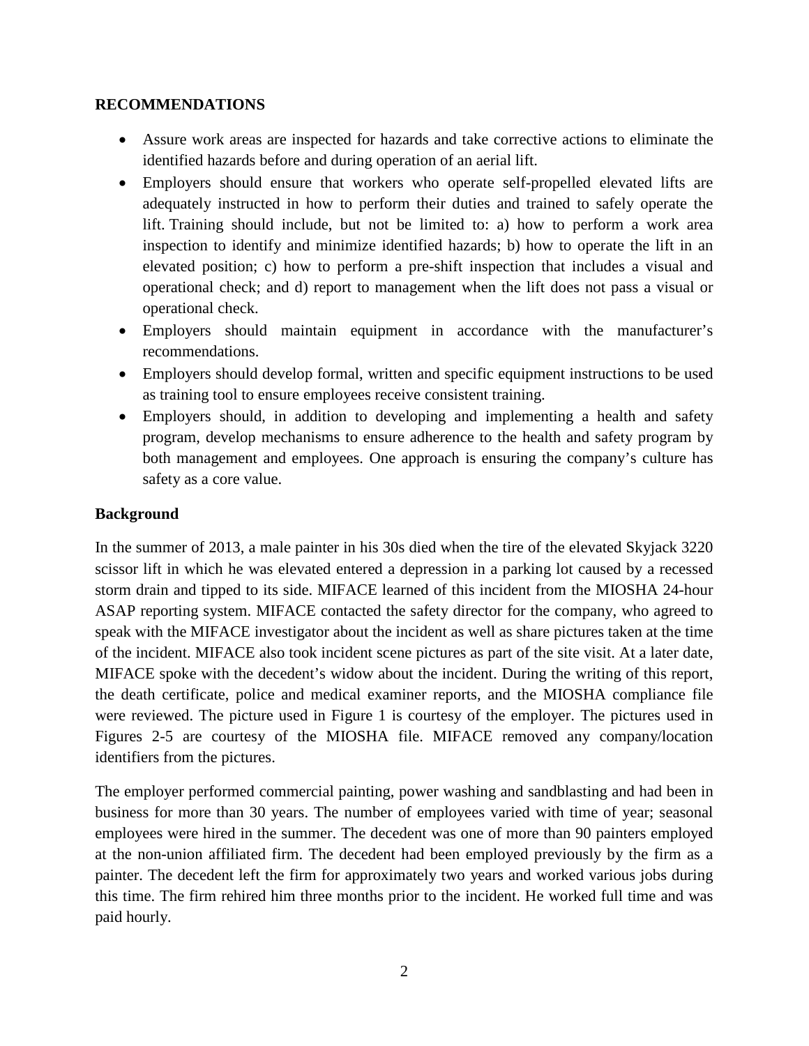## RECOMMENDATIONS

- Assure work areas are inspected for hazards and take corrective actions to eliminate the identified hazards before and during operation of an aerial lift.
- Employers should ensure that workers who operate self-propelled elevated lifts are adequately instructed in how to perform their duties and trained to safely operate the lift. Training should include, but not be limited to: a) how to perform a work area inspection to identify and minimize identified hazards; b) how to operate the lift in an elevated position; c) how to perform a pre-shift inspection that includes a visual and operational check; and d) report to management when the lift does not pass a visual or operational check.
- Employers should maintain equipment in accordance with the manufacturer's recommendations.
- Employers should develop formal, written and specific equipment instructions to be used as training tool to ensure employees receive consistent training.
- Employers should, in addition to developing and implementing a health and safety program, develop mechanisms to ensure adherence to the health and safety program by both management and employees. One approach is ensuring the company's culture has safety as a core value.

## Background

In the summer of 2013, a male painter in his 30s died when the tire of the elevated Skyjack 3220 scissor lift in which he was elevated entered a depression in a parking lot caused by a recessed storm drain and tipped to its side. MIFACE learned of this incident from the MIOSHA 24-hour ASAP reporting system. MIFACE contacted the safety director for the company, who agreed to speak with the MIFACE investigator about the incident as well as share pictures taken at the time of the incident. MIFACE also took incident scene pictures as part of the site visit. At a later date, MIFACE spoke with the decedent's widow about the incident. During the writing of this report, the death certificate, police and medical examiner reports, and the MIOSHA compliance file were reviewed. The picture used in Figure 1 is courtesy of the employer. The pictures used in Figures 2-5 are courtesy of the MIOSHA file. MIFACE removed any company/location identifiers from the pictures.

The employer performed commercial painting, power washing and sandblasting and had been in business for more than 30 years. The number of employees varied with time of year; seasonal employees were hired in the summer. The decedent was one of more than 90 painters employed at the non-union affiliated firm. The decedent had been employed previously by the firm as a painter. The decedent left the firm for approximately two years and worked various jobs during this time. The firm rehired him three months prior to the incident. He worked full time and was paid hourly.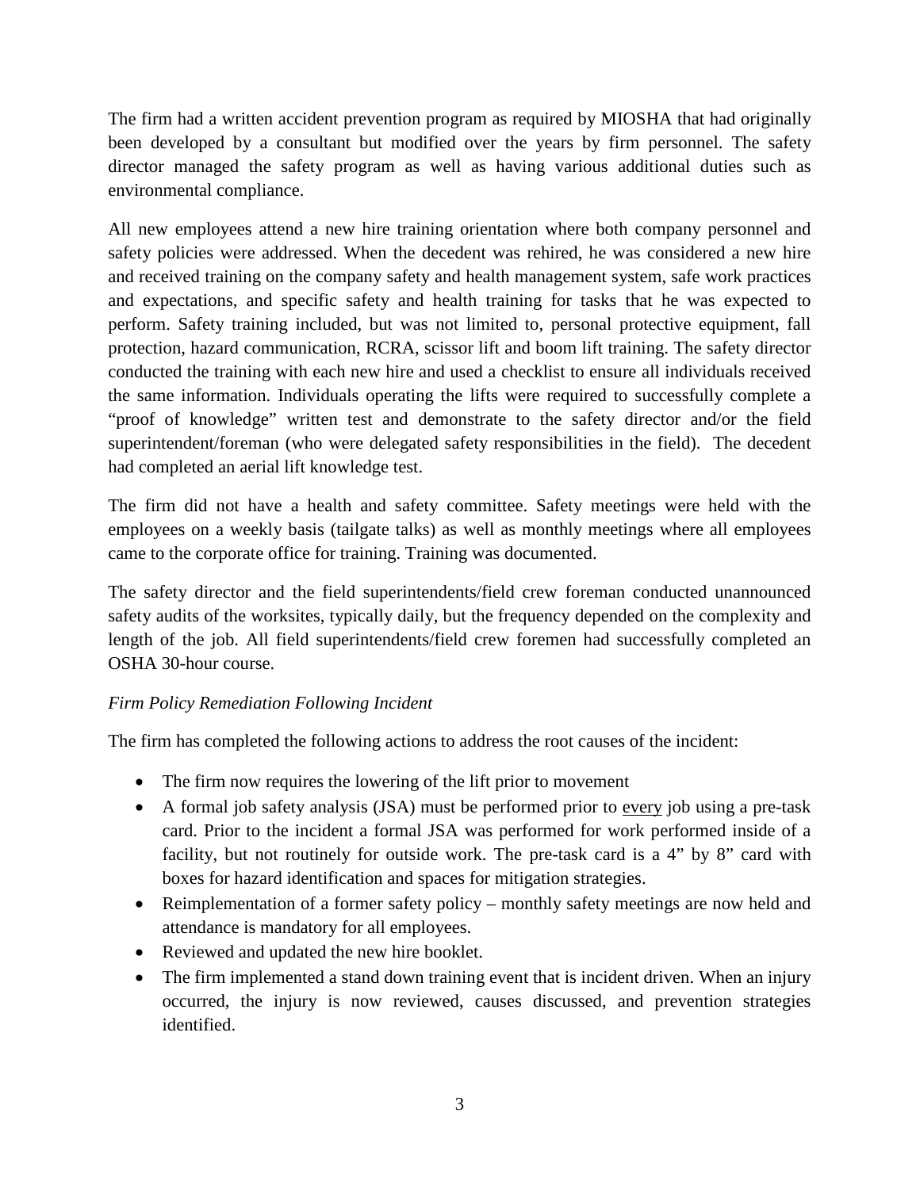The firm had a written accident prevention program as required by MIOSHA that had originally been developed by a consultant but modified over the years by firm personnel. The safety director managed the safety program as well as having various additional duties such as environmental compliance.

All new employees attend a new hire training orientation where both company personnel and safety policies were addressed. When the decedent was rehired, he was considered a new hire and received training on the company safety and health management system, safe work practices and expectations, and specific safety and health training for tasks that he was expected to perform. Safety training included, but was not limited to, personal protective equipment, fall protection, hazard communication, RCRA, scissor lift and boom lift training. The safety director conducted the training with each new hire and used a checklist to ensure all individuals received the same information. Individuals operating the lifts were required to successfully complete a "proof of knowledge" written test and demonstrate to the safety director and/or the field superintendent/foreman (who were delegated safety responsibilities in the field). The decedent had completed an aerial lift knowledge test.

The firm did not have a health and safety committee. Safety meetings were held with the employees on a weekly basis (tailgate talks) as well as monthly meetings where all employees came to the corporate office for training. Training was documented.

The safety director and the field superintendents/field crew foreman conducted unannounced safety audits of the worksites, typically daily, but the frequency depended on the complexity and length of the job. All field superintendents/field crew foremen had successfully completed an OSHA 30-hour course.

*Firm Policy Remediation Following Incident*

The firm has completed the following actions to address the root causes of the incident:

- The firm now requires the lowering of the lift prior to movement
- A formal job safety analysis (JSA) must be performed prior to <u>every</u> job using a pre-task card. Prior to the incident a formal JSA was performed for work performed inside of a facility, but not routinely for outside work. The pre-task card is a 4" by 8" card with boxes for hazard identification and spaces for mitigation strategies.
- Reimplementation of a former safety policy – monthly safety meetings are now held and attendance is mandatory for all employees.
- Reviewed and updated the new hire booklet.
- The firm implemented a stand down training event that is incident driven. When an injury occurred, the injury is now reviewed, causes discussed, and prevention strategies identified.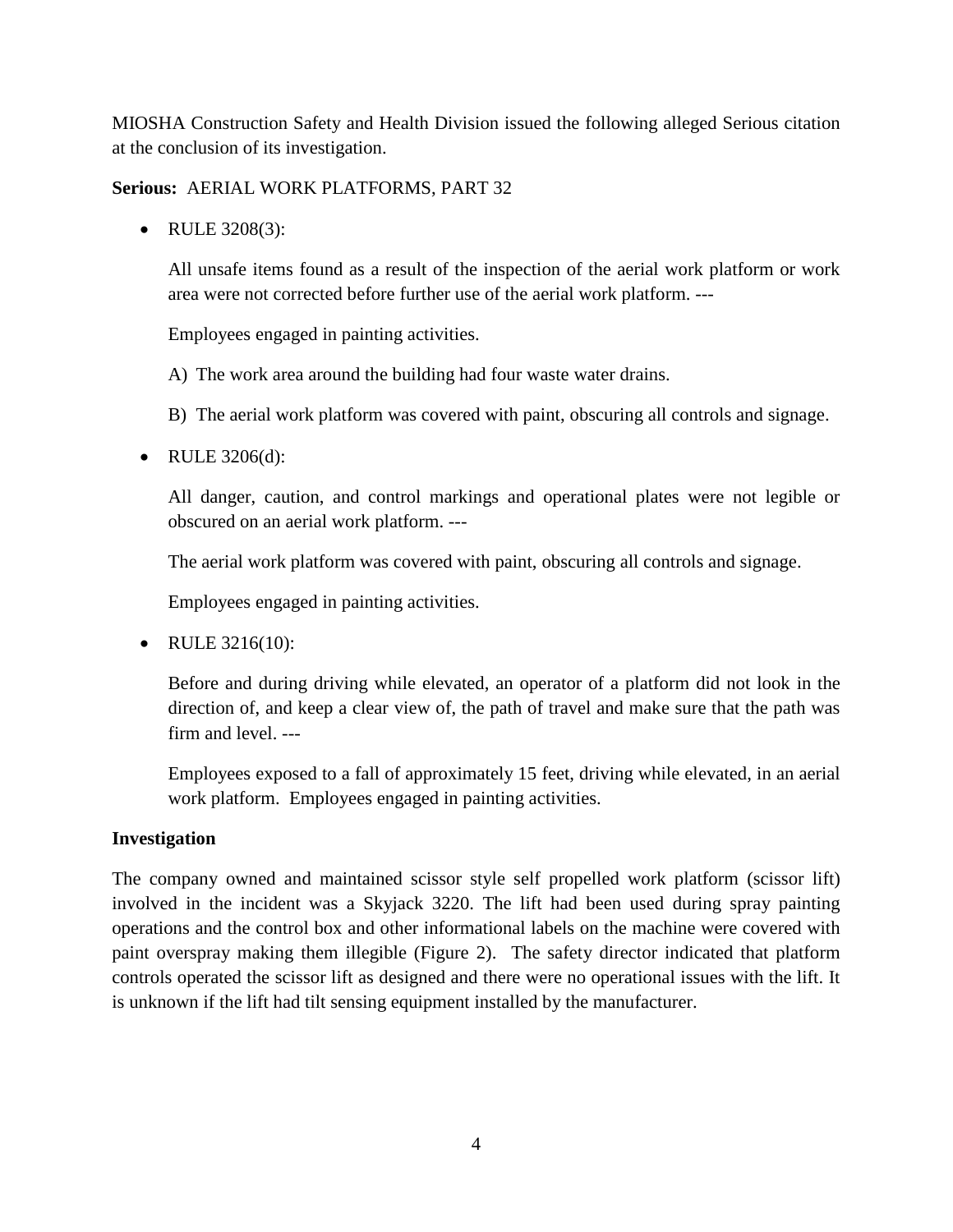MIOSHA Construction Safety and Health Division issued the following alleged Serious citation at the conclusion of its investigation.

**Serious:** AERIAL WORK PLATFORMS, PART 32

- RULE 3208(3):

  All unsafe items found as a result of the inspection of the aerial work platform or work area were not corrected before further use of the aerial work platform. ---

  Employees engaged in painting activities.

  A) The work area around the building had four waste water drains.

  B) The aerial work platform was covered with paint, obscuring all controls and signage.

- RULE 3206(d):

  All danger, caution, and control markings and operational plates were not legible or obscured on an aerial work platform. ---

  The aerial work platform was covered with paint, obscuring all controls and signage.

  Employees engaged in painting activities.

- RULE 3216(10):

  Before and during driving while elevated, an operator of a platform did not look in the direction of, and keep a clear view of, the path of travel and make sure that the path was firm and level. ---

  Employees exposed to a fall of approximately 15 feet, driving while elevated, in an aerial work platform. Employees engaged in painting activities.

**Investigation**

The company owned and maintained scissor style self propelled work platform (scissor lift) involved in the incident was a Skyjack 3220. The lift had been used during spray painting operations and the control box and other informational labels on the machine were covered with paint overspray making them illegible (Figure 2). The safety director indicated that platform controls operated the scissor lift as designed and there were no operational issues with the lift. It is unknown if the lift had tilt sensing equipment installed by the manufacturer.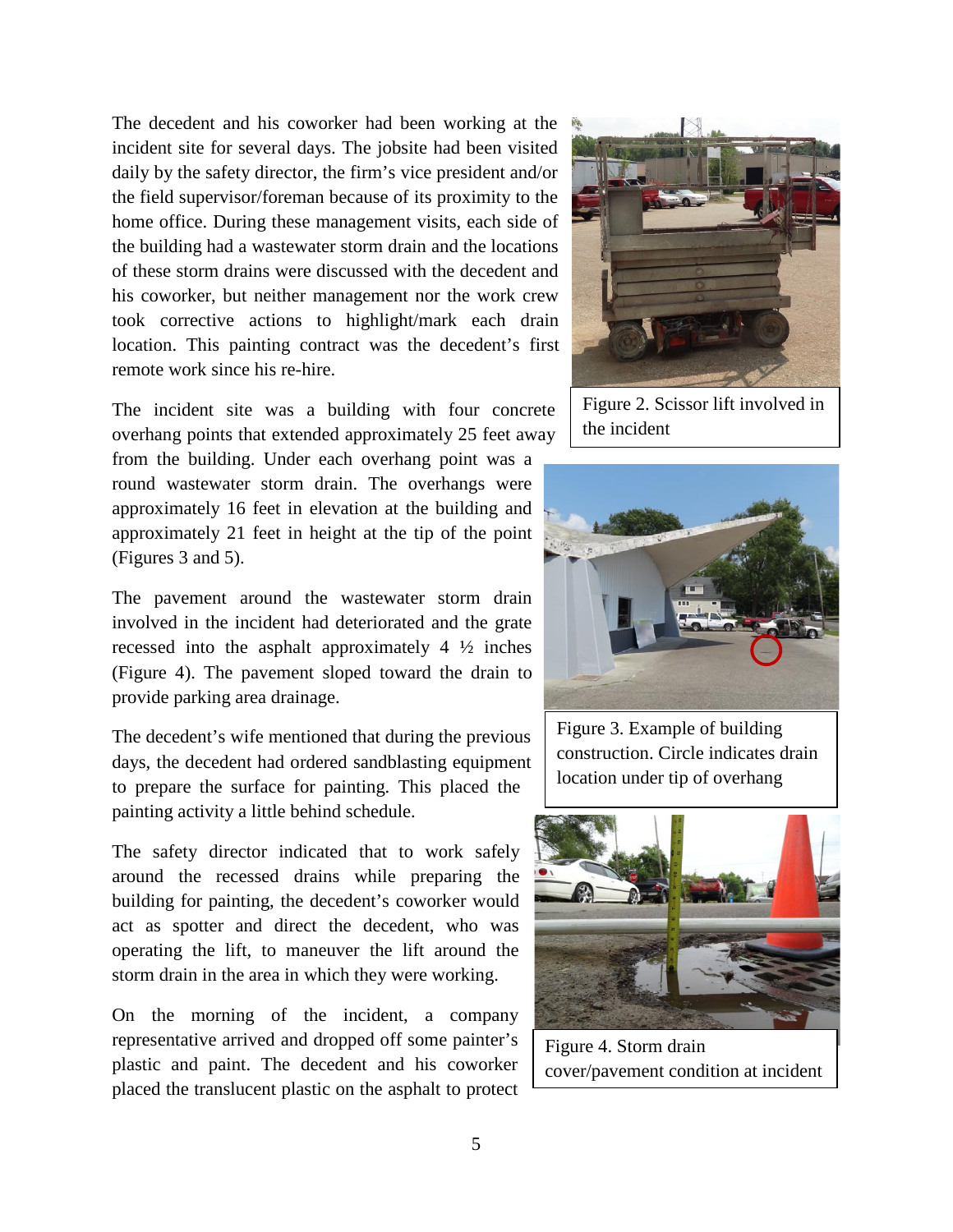The decedent and his coworker had been working at the incident site for several days. The jobsite had been visited daily by the safety director, the firm's vice president and/or the field supervisor/foreman because of its proximity to the home office. During these management visits, each side of the building had a wastewater storm drain and the locations of these storm drains were discussed with the decedent and his coworker, but neither management nor the work crew took corrective actions to highlight/mark each drain location. This painting contract was the decedent's first remote work since his re-hire.

Figure 2. Scissor lift involved in the incident

The incident site was a building with four concrete overhang points that extended approximately 25 feet away from the building. Under each overhang point was a round wastewater storm drain. The overhangs were approximately 16 feet in elevation at the building and approximately 21 feet in height at the tip of the point (Figures 3 and 5).

Figure 3. Example of building construction. Circle indicates drain location under tip of overhang

The pavement around the wastewater storm drain involved in the incident had deteriorated and the grate recessed into the asphalt approximately 4 ½ inches (Figure 4). The pavement sloped toward the drain to provide parking area drainage.

The decedent's wife mentioned that during the previous days, the decedent had ordered sandblasting equipment to prepare the surface for painting. This placed the painting activity a little behind schedule.

Figure 4. Storm drain cover/pavement condition at incident

The safety director indicated that to work safely around the recessed drains while preparing the building for painting, the decedent's coworker would act as spotter and direct the decedent, who was operating the lift, to maneuver the lift around the storm drain in the area in which they were working.

On the morning of the incident, a company representative arrived and dropped off some painter's plastic and paint. The decedent and his coworker placed the translucent plastic on the asphalt to protect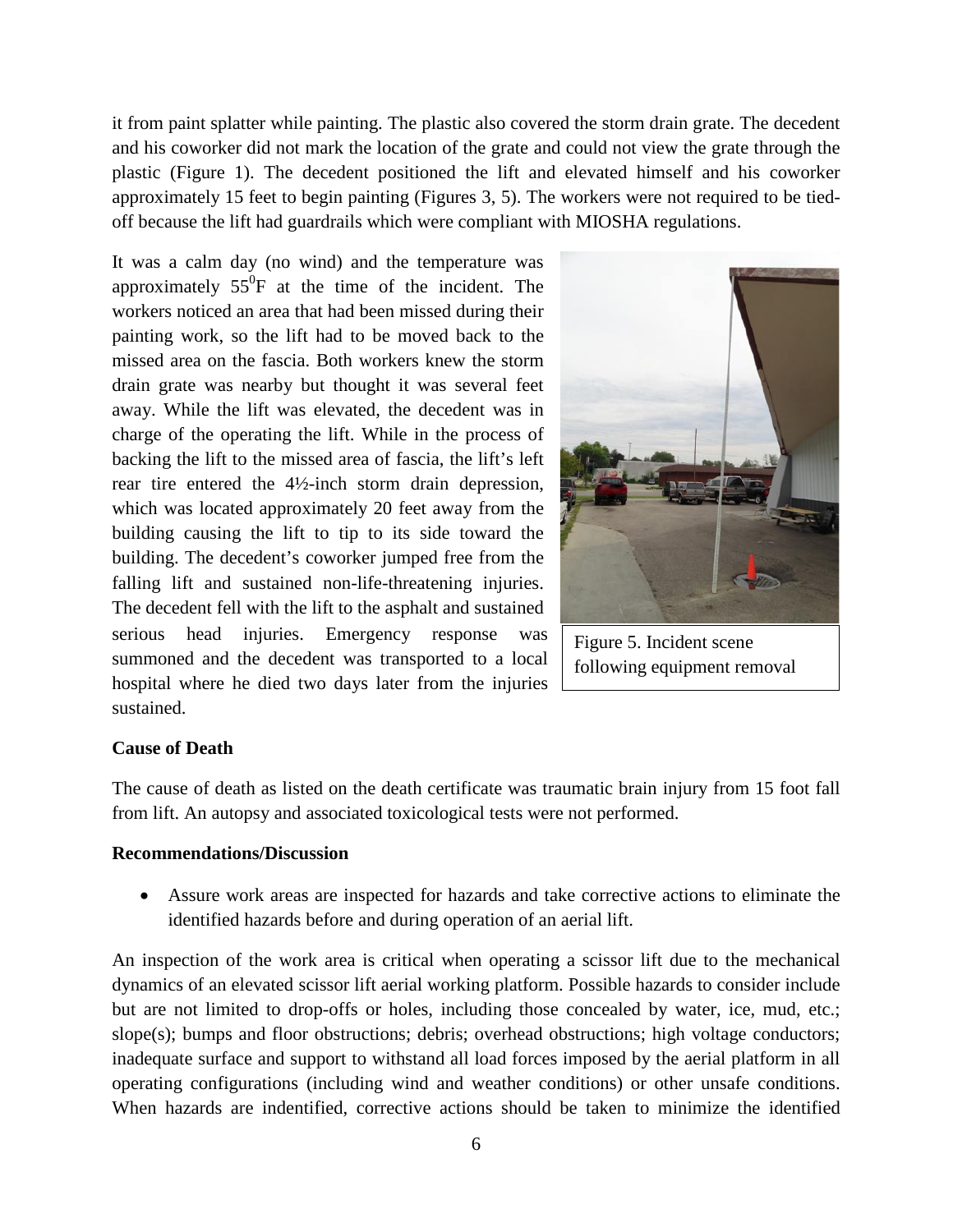it from paint splatter while painting. The plastic also covered the storm drain grate. The decedent and his coworker did not mark the location of the grate and could not view the grate through the plastic (Figure 1). The decedent positioned the lift and elevated himself and his coworker approximately 15 feet to begin painting (Figures 3, 5). The workers were not required to be tied-off because the lift had guardrails which were compliant with MIOSHA regulations.

It was a calm day (no wind) and the temperature was approximately $55^0$F at the time of the incident. The workers noticed an area that had been missed during their painting work, so the lift had to be moved back to the missed area on the fascia. Both workers knew the storm drain grate was nearby but thought it was several feet away. While the lift was elevated, the decedent was in charge of the operating the lift. While in the process of backing the lift to the missed area of fascia, the lift's left rear tire entered the 4½-inch storm drain depression, which was located approximately 20 feet away from the building causing the lift to tip to its side toward the building. The decedent's coworker jumped free from the falling lift and sustained non-life-threatening injuries. The decedent fell with the lift to the asphalt and sustained serious head injuries. Emergency response was summoned and the decedent was transported to a local hospital where he died two days later from the injuries sustained.

Figure 5. Incident scene following equipment removal

**Cause of Death**

The cause of death as listed on the death certificate was traumatic brain injury from 15 foot fall from lift. An autopsy and associated toxicological tests were not performed.

**Recommendations/Discussion**

- Assure work areas are inspected for hazards and take corrective actions to eliminate the identified hazards before and during operation of an aerial lift.

An inspection of the work area is critical when operating a scissor lift due to the mechanical dynamics of an elevated scissor lift aerial working platform. Possible hazards to consider include but are not limited to drop-offs or holes, including those concealed by water, ice, mud, etc.; slope(s); bumps and floor obstructions; debris; overhead obstructions; high voltage conductors; inadequate surface and support to withstand all load forces imposed by the aerial platform in all operating configurations (including wind and weather conditions) or other unsafe conditions. When hazards are indentified, corrective actions should be taken to minimize the identified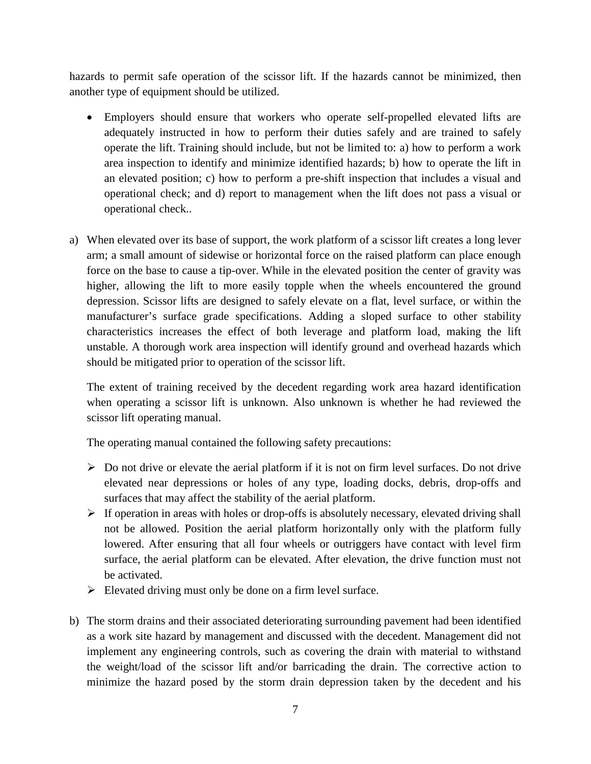hazards to permit safe operation of the scissor lift. If the hazards cannot be minimized, then another type of equipment should be utilized.

- Employers should ensure that workers who operate self-propelled elevated lifts are adequately instructed in how to perform their duties safely and are trained to safely operate the lift. Training should include, but not be limited to: a) how to perform a work area inspection to identify and minimize identified hazards; b) how to operate the lift in an elevated position; c) how to perform a pre-shift inspection that includes a visual and operational check; and d) report to management when the lift does not pass a visual or operational check..

a) When elevated over its base of support, the work platform of a scissor lift creates a long lever arm; a small amount of sidewise or horizontal force on the raised platform can place enough force on the base to cause a tip-over. While in the elevated position the center of gravity was higher, allowing the lift to more easily topple when the wheels encountered the ground depression. Scissor lifts are designed to safely elevate on a flat, level surface, or within the manufacturer's surface grade specifications. Adding a sloped surface to other stability characteristics increases the effect of both leverage and platform load, making the lift unstable. A thorough work area inspection will identify ground and overhead hazards which should be mitigated prior to operation of the scissor lift.

   The extent of training received by the decedent regarding work area hazard identification when operating a scissor lift is unknown. Also unknown is whether he had reviewed the scissor lift operating manual.

   The operating manual contained the following safety precautions:

   - Do not drive or elevate the aerial platform if it is not on firm level surfaces. Do not drive elevated near depressions or holes of any type, loading docks, debris, drop-offs and surfaces that may affect the stability of the aerial platform.
   - If operation in areas with holes or drop-offs is absolutely necessary, elevated driving shall not be allowed. Position the aerial platform horizontally only with the platform fully lowered. After ensuring that all four wheels or outriggers have contact with level firm surface, the aerial platform can be elevated. After elevation, the drive function must not be activated.
   - Elevated driving must only be done on a firm level surface.

b) The storm drains and their associated deteriorating surrounding pavement had been identified as a work site hazard by management and discussed with the decedent. Management did not implement any engineering controls, such as covering the drain with material to withstand the weight/load of the scissor lift and/or barricading the drain. The corrective action to minimize the hazard posed by the storm drain depression taken by the decedent and his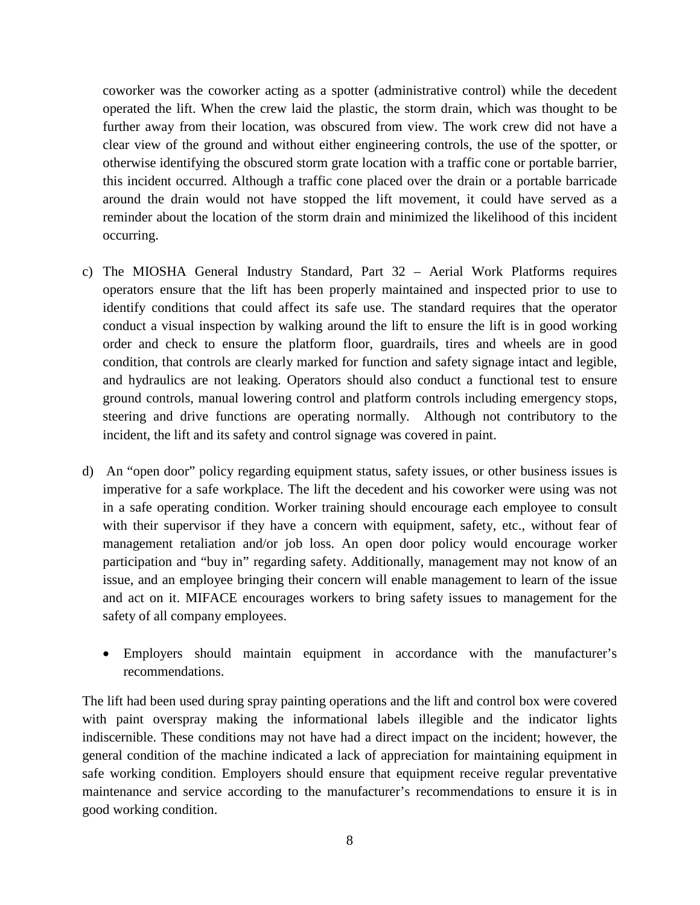coworker was the coworker acting as a spotter (administrative control) while the decedent operated the lift. When the crew laid the plastic, the storm drain, which was thought to be further away from their location, was obscured from view. The work crew did not have a clear view of the ground and without either engineering controls, the use of the spotter, or otherwise identifying the obscured storm grate location with a traffic cone or portable barrier, this incident occurred. Although a traffic cone placed over the drain or a portable barricade around the drain would not have stopped the lift movement, it could have served as a reminder about the location of the storm drain and minimized the likelihood of this incident occurring.

c) The MIOSHA General Industry Standard, Part 32 – Aerial Work Platforms requires operators ensure that the lift has been properly maintained and inspected prior to use to identify conditions that could affect its safe use. The standard requires that the operator conduct a visual inspection by walking around the lift to ensure the lift is in good working order and check to ensure the platform floor, guardrails, tires and wheels are in good condition, that controls are clearly marked for function and safety signage intact and legible, and hydraulics are not leaking. Operators should also conduct a functional test to ensure ground controls, manual lowering control and platform controls including emergency stops, steering and drive functions are operating normally. Although not contributory to the incident, the lift and its safety and control signage was covered in paint.

d) An "open door" policy regarding equipment status, safety issues, or other business issues is imperative for a safe workplace. The lift the decedent and his coworker were using was not in a safe operating condition. Worker training should encourage each employee to consult with their supervisor if they have a concern with equipment, safety, etc., without fear of management retaliation and/or job loss. An open door policy would encourage worker participation and "buy in" regarding safety. Additionally, management may not know of an issue, and an employee bringing their concern will enable management to learn of the issue and act on it. MIFACE encourages workers to bring safety issues to management for the safety of all company employees.

- Employers should maintain equipment in accordance with the manufacturer's recommendations.

The lift had been used during spray painting operations and the lift and control box were covered with paint overspray making the informational labels illegible and the indicator lights indiscernible. These conditions may not have had a direct impact on the incident; however, the general condition of the machine indicated a lack of appreciation for maintaining equipment in safe working condition. Employers should ensure that equipment receive regular preventative maintenance and service according to the manufacturer's recommendations to ensure it is in good working condition.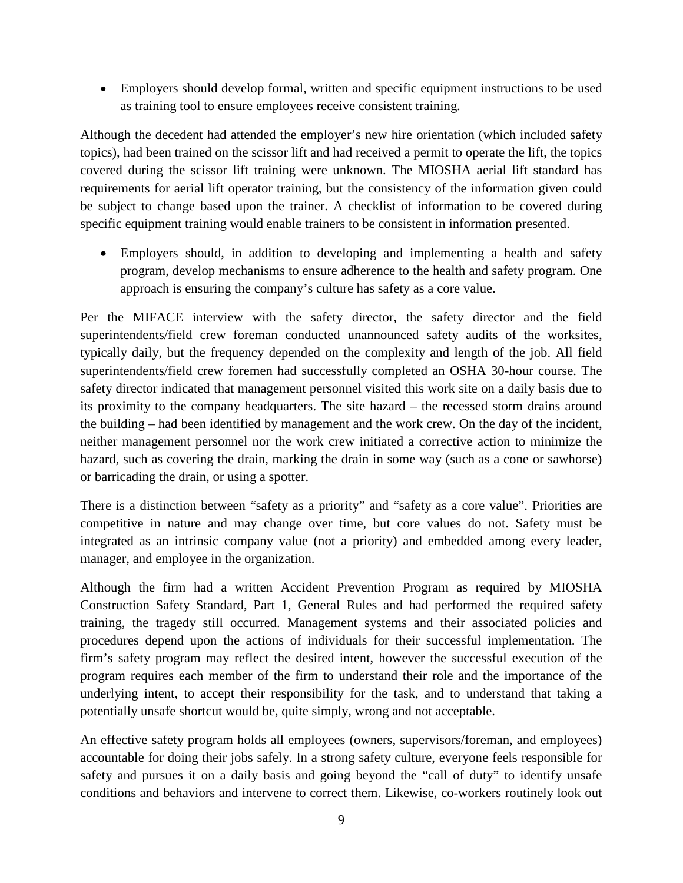- Employers should develop formal, written and specific equipment instructions to be used as training tool to ensure employees receive consistent training.

Although the decedent had attended the employer's new hire orientation (which included safety topics), had been trained on the scissor lift and had received a permit to operate the lift, the topics covered during the scissor lift training were unknown. The MIOSHA aerial lift standard has requirements for aerial lift operator training, but the consistency of the information given could be subject to change based upon the trainer. A checklist of information to be covered during specific equipment training would enable trainers to be consistent in information presented.

- Employers should, in addition to developing and implementing a health and safety program, develop mechanisms to ensure adherence to the health and safety program. One approach is ensuring the company's culture has safety as a core value.

Per the MIFACE interview with the safety director, the safety director and the field superintendents/field crew foreman conducted unannounced safety audits of the worksites, typically daily, but the frequency depended on the complexity and length of the job. All field superintendents/field crew foremen had successfully completed an OSHA 30-hour course. The safety director indicated that management personnel visited this work site on a daily basis due to its proximity to the company headquarters. The site hazard – the recessed storm drains around the building – had been identified by management and the work crew. On the day of the incident, neither management personnel nor the work crew initiated a corrective action to minimize the hazard, such as covering the drain, marking the drain in some way (such as a cone or sawhorse) or barricading the drain, or using a spotter.

There is a distinction between "safety as a priority" and "safety as a core value". Priorities are competitive in nature and may change over time, but core values do not. Safety must be integrated as an intrinsic company value (not a priority) and embedded among every leader, manager, and employee in the organization.

Although the firm had a written Accident Prevention Program as required by MIOSHA Construction Safety Standard, Part 1, General Rules and had performed the required safety training, the tragedy still occurred. Management systems and their associated policies and procedures depend upon the actions of individuals for their successful implementation. The firm's safety program may reflect the desired intent, however the successful execution of the program requires each member of the firm to understand their role and the importance of the underlying intent, to accept their responsibility for the task, and to understand that taking a potentially unsafe shortcut would be, quite simply, wrong and not acceptable.

An effective safety program holds all employees (owners, supervisors/foreman, and employees) accountable for doing their jobs safely. In a strong safety culture, everyone feels responsible for safety and pursues it on a daily basis and going beyond the "call of duty" to identify unsafe conditions and behaviors and intervene to correct them. Likewise, co-workers routinely look out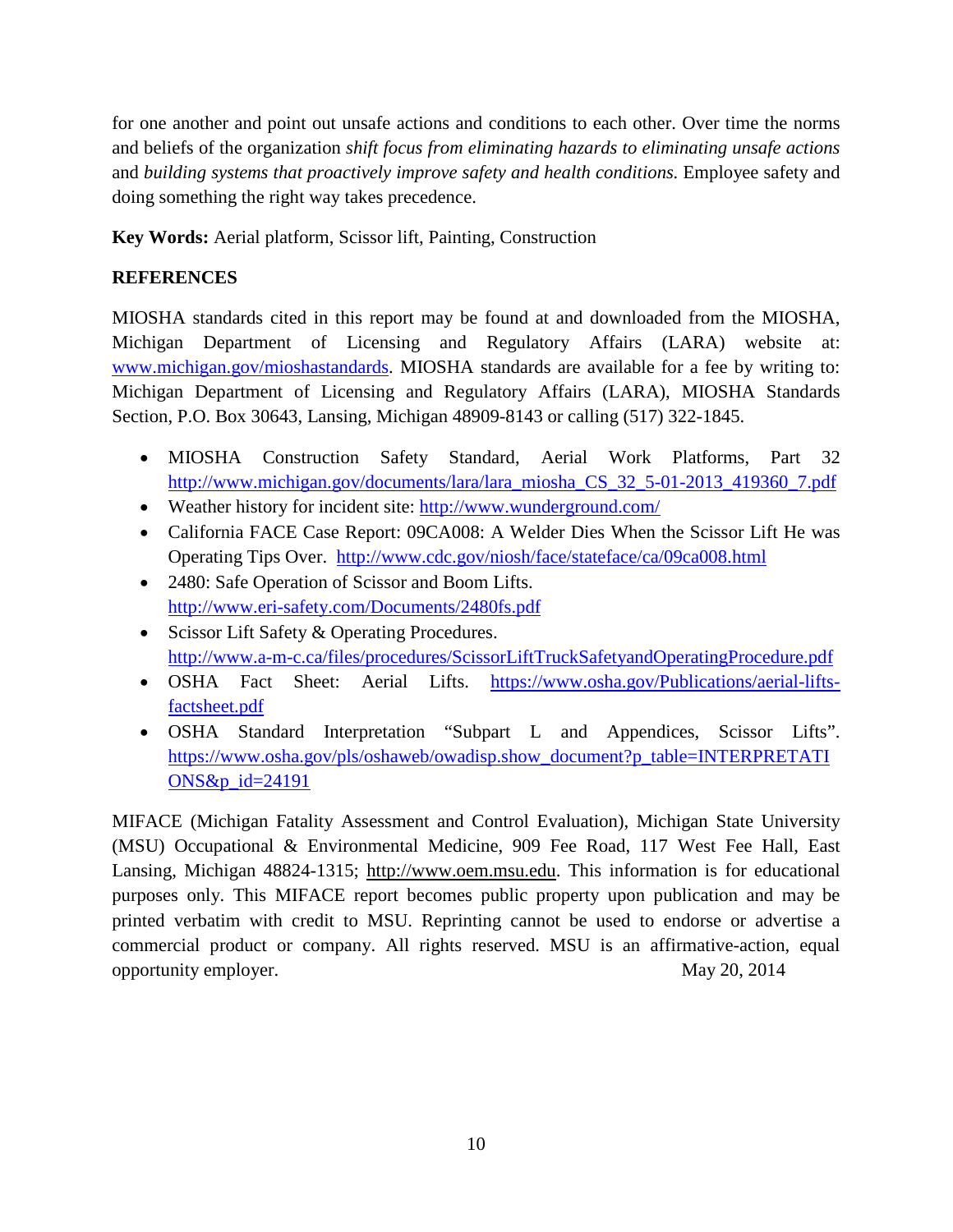for one another and point out unsafe actions and conditions to each other. Over time the norms and beliefs of the organization *shift focus from eliminating hazards to eliminating unsafe actions* and *building systems that proactively improve safety and health conditions.* Employee safety and doing something the right way takes precedence.

**Key Words:** Aerial platform, Scissor lift, Painting, Construction

**REFERENCES**

MIOSHA standards cited in this report may be found at and downloaded from the MIOSHA, Michigan Department of Licensing and Regulatory Affairs (LARA) website at: www.michigan.gov/mioshastandards. MIOSHA standards are available for a fee by writing to: Michigan Department of Licensing and Regulatory Affairs (LARA), MIOSHA Standards Section, P.O. Box 30643, Lansing, Michigan 48909-8143 or calling (517) 322-1845.

- MIOSHA Construction Safety Standard, Aerial Work Platforms, Part 32 http://www.michigan.gov/documents/lara/lara_miosha_CS_32_5-01-2013_419360_7.pdf
- Weather history for incident site: http://www.wunderground.com/
- California FACE Case Report: 09CA008: A Welder Dies When the Scissor Lift He was Operating Tips Over. http://www.cdc.gov/niosh/face/stateface/ca/09ca008.html
- 2480: Safe Operation of Scissor and Boom Lifts. http://www.eri-safety.com/Documents/2480fs.pdf
- Scissor Lift Safety & Operating Procedures. http://www.a-m-c.ca/files/procedures/ScissorLiftTruckSafetyandOperatingProcedure.pdf
- OSHA Fact Sheet: Aerial Lifts. https://www.osha.gov/Publications/aerial-lifts-factsheet.pdf
- OSHA Standard Interpretation "Subpart L and Appendices, Scissor Lifts". https://www.osha.gov/pls/oshaweb/owadisp.show_document?p_table=INTERPRETATIONS&p_id=24191

MIFACE (Michigan Fatality Assessment and Control Evaluation), Michigan State University (MSU) Occupational & Environmental Medicine, 909 Fee Road, 117 West Fee Hall, East Lansing, Michigan 48824-1315; http://www.oem.msu.edu. This information is for educational purposes only. This MIFACE report becomes public property upon publication and may be printed verbatim with credit to MSU. Reprinting cannot be used to endorse or advertise a commercial product or company. All rights reserved. MSU is an affirmative-action, equal opportunity employer. May 20, 2014